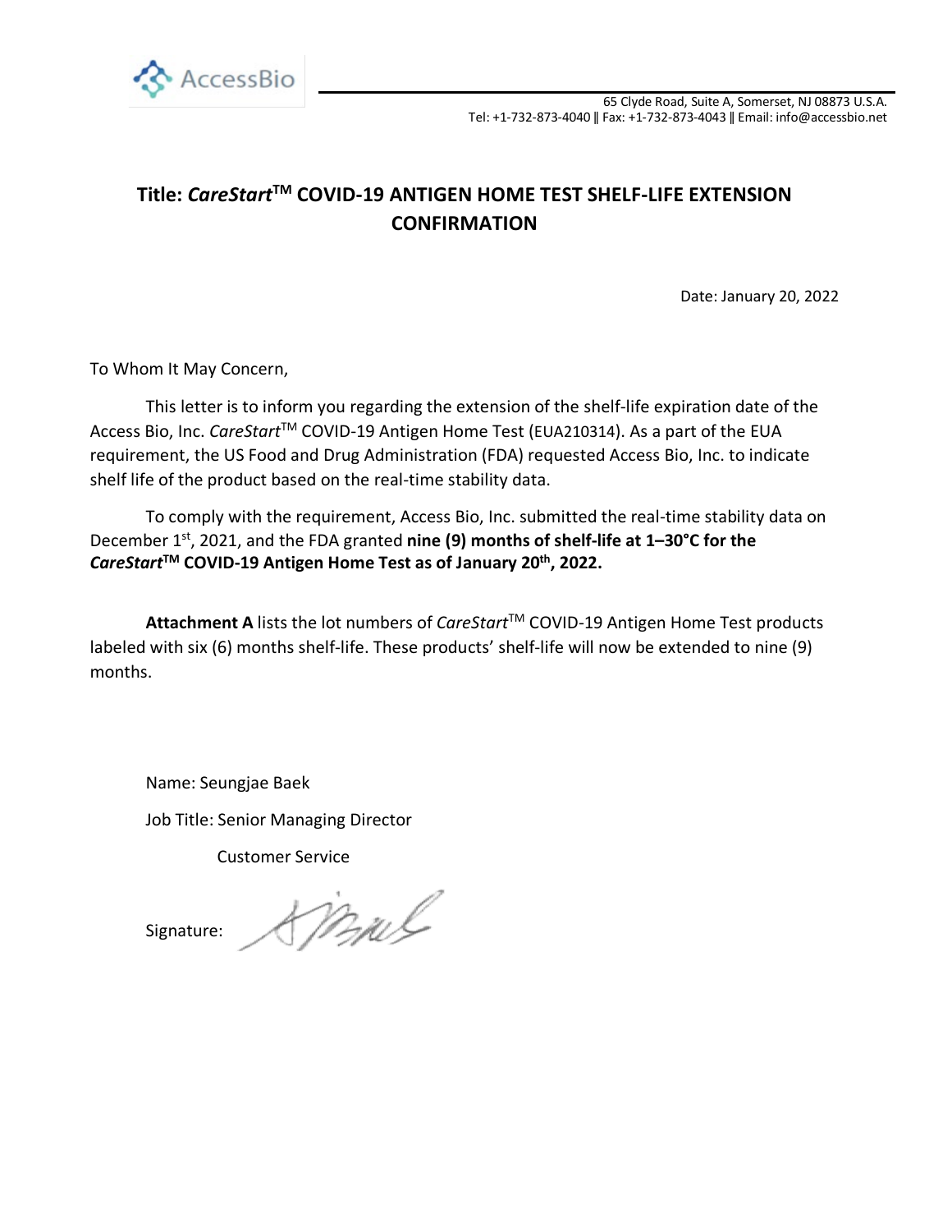AccessBio

65 Clyde Road, Suite A, Somerset, NJ 08873 U.S.A.
Tel: +1-732-873-4040 ǁ Fax: +1-732-873-4043 ǁ Email: info@accessbio.net

# Title: *CareStart*™ COVID-19 ANTIGEN HOME TEST SHELF-LIFE EXTENSION CONFIRMATION

Date: January 20, 2022

To Whom It May Concern,

This letter is to inform you regarding the extension of the shelf-life expiration date of the Access Bio, Inc. *CareStart*™ COVID-19 Antigen Home Test (EUA210314). As a part of the EUA requirement, the US Food and Drug Administration (FDA) requested Access Bio, Inc. to indicate shelf life of the product based on the real-time stability data.

To comply with the requirement, Access Bio, Inc. submitted the real-time stability data on December 1st, 2021, and the FDA granted **nine (9) months of shelf-life at 1–30°C for the *CareStart*™ COVID-19 Antigen Home Test as of January 20th, 2022.**

**Attachment A** lists the lot numbers of *CareStart*™ COVID-19 Antigen Home Test products labeled with six (6) months shelf-life. These products' shelf-life will now be extended to nine (9) months.

Name: Seungjae Baek

Job Title: Senior Managing Director

Customer Service

Signature: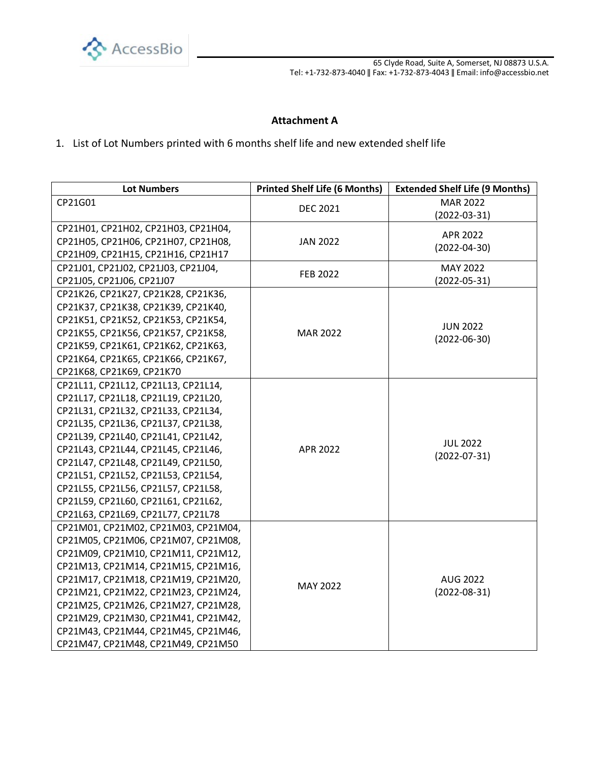AccessBio

65 Clyde Road, Suite A, Somerset, NJ 08873 U.S.A.
Tel: +1-732-873-4040 ‖ Fax: +1-732-873-4043 ‖ Email: info@accessbio.net

## Attachment A

1. List of Lot Numbers printed with 6 months shelf life and new extended shelf life

| Lot Numbers | Printed Shelf Life (6 Months) | Extended Shelf Life (9 Months) |
|---|---|---|
| CP21G01 | DEC 2021 | MAR 2022 (2022-03-31) |
| CP21H01, CP21H02, CP21H03, CP21H04, CP21H05, CP21H06, CP21H07, CP21H08, CP21H09, CP21H15, CP21H16, CP21H17 | JAN 2022 | APR 2022 (2022-04-30) |
| CP21J01, CP21J02, CP21J03, CP21J04, CP21J05, CP21J06, CP21J07 | FEB 2022 | MAY 2022 (2022-05-31) |
| CP21K26, CP21K27, CP21K28, CP21K36, CP21K37, CP21K38, CP21K39, CP21K40, CP21K51, CP21K52, CP21K53, CP21K54, CP21K55, CP21K56, CP21K57, CP21K58, CP21K59, CP21K61, CP21K62, CP21K63, CP21K64, CP21K65, CP21K66, CP21K67, CP21K68, CP21K69, CP21K70 | MAR 2022 | JUN 2022 (2022-06-30) |
| CP21L11, CP21L12, CP21L13, CP21L14, CP21L17, CP21L18, CP21L19, CP21L20, CP21L31, CP21L32, CP21L33, CP21L34, CP21L35, CP21L36, CP21L37, CP21L38, CP21L39, CP21L40, CP21L41, CP21L42, CP21L43, CP21L44, CP21L45, CP21L46, CP21L47, CP21L48, CP21L49, CP21L50, CP21L51, CP21L52, CP21L53, CP21L54, CP21L55, CP21L56, CP21L57, CP21L58, CP21L59, CP21L60, CP21L61, CP21L62, CP21L63, CP21L69, CP21L77, CP21L78 | APR 2022 | JUL 2022 (2022-07-31) |
| CP21M01, CP21M02, CP21M03, CP21M04, CP21M05, CP21M06, CP21M07, CP21M08, CP21M09, CP21M10, CP21M11, CP21M12, CP21M13, CP21M14, CP21M15, CP21M16, CP21M17, CP21M18, CP21M19, CP21M20, CP21M21, CP21M22, CP21M23, CP21M24, CP21M25, CP21M26, CP21M27, CP21M28, CP21M29, CP21M30, CP21M41, CP21M42, CP21M43, CP21M44, CP21M45, CP21M46, CP21M47, CP21M48, CP21M49, CP21M50 | MAY 2022 | AUG 2022 (2022-08-31) |